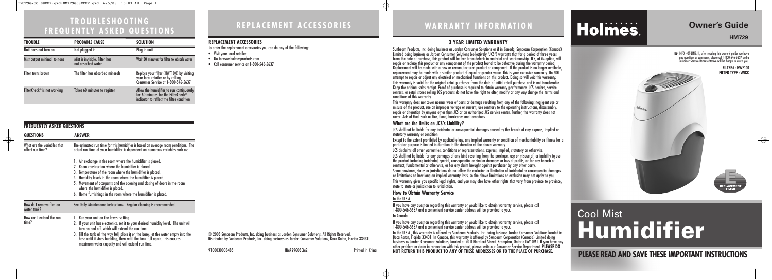# TROUBLESHOOTING FREQUENTLY ASKED QUESTIONS

| TROUBLE | PROBABLE CAUSE | SOLUTION |
| --- | --- | --- |
| Unit does not turn on | Not plugged in | Plug in unit |
| Mist output minimal to none | Mist is invisible. Filter has not absorbed water | Wait 30 minutes for filter to absorb water |
| Filter turns brown | The filter has absorbed minerals | Replace your filter (HWF100) by visiting your local retailer or by calling Consumer Service at 1-800-546-5637 |
| FilterCheck® is not working | Takes 60 minutes to register | Allow the humidifier to run continuously for 60 minutes for the FilterCheck® indicator to reflect the filter condition |

## FREQUENTLY ASKED QUESTIONS

| QUESTIONS | ANSWER |
| --- | --- |
| What are the variables that affect run time? | The estimated run time for this humidifier is based on average room conditions. The actual run time of your humidifier is dependent on numerous variables such as: 1. Air exchange in the room where the humidifier is placed. 2. Room construction where the humidifier is placed. 3. Temperature of the room where the humidifier is placed. 4. Humidity levels in the room where the humidifier is placed. 5. Movement of occupants and the opening and closing of doors in the room where the humidifier is placed. 6. Home furnishings in the room where the humidifier is placed. |
| How do I remove film on water tank? | See Daily Maintenance instructions. Regular cleaning is recommended. |
| How can I extend the run time? | 1. Run your unit on the lowest setting. 2. If your unit has electronics, set it to your desired humidity level. The unit will turn on and off, which will extend the run time. 3. Fill the tank all the way full, place it on the base, let the water empty into the base until it stops bubbling, then refill the tank full again. This ensures maximum water capacity and will extend run time. |

# REPLACEMENT ACCESSORIES

## REPLACEMENT ACCESSORIES

To order the replacement accessories you can do any of the following:

- Visit your local retailer
- Go to www.holmesproducts.com
- Call consumer service at 1-800-546-5637

© 2008 Sunbeam Products, Inc. doing business as Jarden Consumer Solutions. All Rights Reserved.
Distributed by Sunbeam Products, Inc. doing business as Jarden Consumer Solutions, Boca Raton, Florida 33431.

9100030005485 HM729G08EM2 Printed in China

# WARRANTY INFORMATION

## 3 YEAR LIMITED WARRANTY

Sunbeam Products, Inc. doing business as Jarden Consumer Solutions or if in Canada, Sunbeam Corporation (Canada) Limited doing business as Jarden Consumer Solutions (collectively "JCS") warrants that for a period of three years from the date of purchase, this product will be free from defects in material and workmanship. JCS, at its option, will repair or replace this product or any component of the product found to be defective during the warranty period. Replacement will be made with a new or remanufactured product or component. If the product is no longer available, replacement may be made with a similar product of equal or greater value. This is your exclusive warranty. Do NOT attempt to repair or adjust any electrical or mechanical functions on this product. Doing so will void this warranty.

This warranty is valid for the original retail purchaser from the date of initial retail purchase and is not transferable. Keep the original sales receipt. Proof of purchase is required to obtain warranty performance. JCS dealers, service centers, or retail stores selling JCS products do not have the right to alter, modify or any way change the terms and conditions of this warranty.

This warranty does not cover normal wear of parts or damage resulting from any of the following: negligent use or misuse of the product, use on improper voltage or current, use contrary to the operating instructions, disassembly, repair or alteration by anyone other than JCS or an authorized JCS service center. Further, the warranty does not cover: Acts of God, such as fire, flood, hurricanes and tornadoes.

### What are the limits on JCS's Liability?

JCS shall not be liable for any incidental or consequential damages caused by the breach of any express, implied or statutory warranty or condition.

Except to the extent prohibited by applicable law, any implied warranty or condition of merchantability or fitness for a particular purpose is limited in duration to the duration of the above warranty.

JCS disclaims all other warranties, conditions or representations, express, implied, statutory or otherwise.

JCS shall not be liable for any damages of any kind resulting from the purchase, use or misuse of, or inability to use the product including incidental, special, consequential or similar damages or loss of profits, or for any breach of contract, fundamental or otherwise, or for any claim brought against purchaser by any other party.

Some provinces, states or jurisdictions do not allow the exclusion or limitation of incidental or consequential damages or limitations on how long an implied warranty lasts, so the above limitations or exclusion may not apply to you.

This warranty gives you specific legal rights, and you may also have other rights that vary from province to province, state to state or jurisdiction to jurisdiction.

### How to Obtain Warranty Service

In the U.S.A.

If you have any question regarding this warranty or would like to obtain warranty service, please call 1-800-546-5637 and a convenient service center address will be provided to you.

In Canada

If you have any question regarding this warranty or would like to obtain warranty service, please call 1-800-546-5637 and a convenient service center address will be provided to you.

In the U.S.A., this warranty is offered by Sunbeam Products, Inc. doing business Jarden Consumer Solutions located in Boca Raton, Florida 33431. In Canada, this warranty is offered by Sunbeam Corporation (Canada) Limited doing business as Jarden Consumer Solutions, located at 20 B Hereford Street, Brampton, Ontario L6Y 0M1. If you have any other problem or claim in connection with this product, please write our Consumer Service Department. **PLEASE DO NOT RETURN THIS PRODUCT TO ANY OF THESE ADDRESSES OR TO THE PLACE OF PURCHASE.**

# Holmes.

## Owner's Guide

**HM729**

☎ INFO HOT-LINE: If, after reading this owner's guide you have any questions or comments, please call 1-800-546-5637 and a Customer Service Representative will be happy to assist you.

**FILTER#: HWF100**
**FILTER TYPE: WICK**

REPLACEMENT FILTER

# Cool Mist Humidifier

**PLEASE READ AND SAVE THESE IMPORTANT INSTRUCTIONS**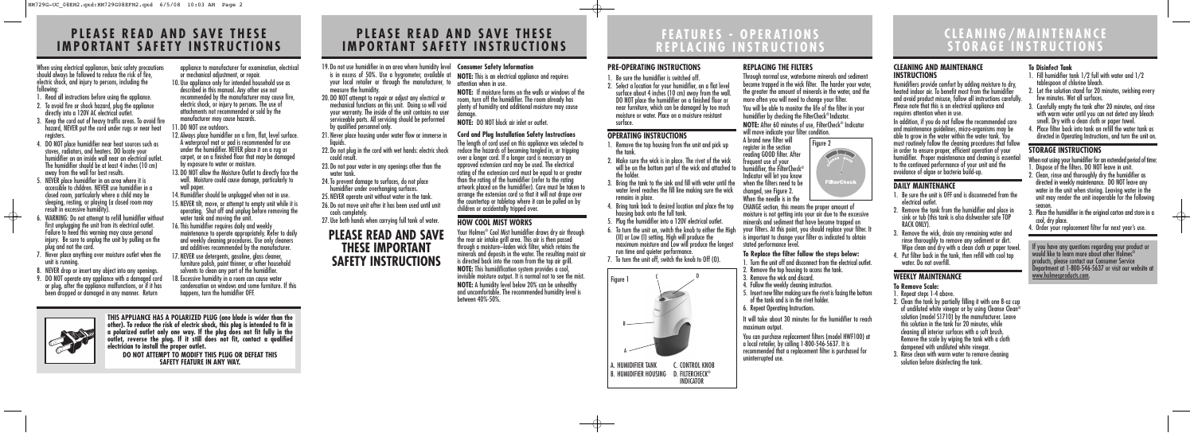# PLEASE READ AND SAVE THESE IMPORTANT SAFETY INSTRUCTIONS

When using electrical appliances, basic safety precautions should always be followed to reduce the risk of fire, electric shock, and injury to persons, including the following:

1. Read all instructions before using the appliance.
2. To avoid fire or shock hazard, plug the appliance directly into a 120V AC electrical outlet.
3. Keep the cord out of heavy traffic areas. To avoid fire hazard, NEVER put the cord under rugs or near heat registers.
4. DO NOT place humidifier near heat sources such as stoves, radiators, and heaters. DO locate your humidifier on an inside wall near an electrical outlet. The humidifier should be at least 4 inches (10 cm) away from the wall for best results.
5. NEVER place humidifier in an area where it is accessible to children. NEVER use humidifier in a closed room, particularly where a child may be sleeping, resting, or playing (a closed room may result in excessive humidity).
6. WARNING: Do not attempt to refill humidifier without first unplugging the unit from its electrical outlet. Failure to heed this warning may cause personal injury. Be sure to unplug the unit by pulling on the plug and not the cord.
7. Never place anything over moisture outlet when the unit is running.
8. NEVER drop or insert any object into any openings.
9. DO NOT operate any appliance with a damaged cord or plug, after the appliance malfunctions, or if it has been dropped or damaged in any manner. Return appliance to manufacturer for examination, electrical or mechanical adjustment, or repair.
10. Use appliance only for intended household use as described in this manual. Any other use not recommended by the manufacturer may cause fire, electric shock, or injury to persons. The use of attachments not recommended or sold by the manufacturer may cause hazards.
11. DO NOT use outdoors.
12. Always place humidifier on a firm, flat, level surface. A waterproof mat or pad is recommended for use under the humidifier. NEVER place it on a rug or carpet, or on a finished floor that may be damaged by exposure to water or moisture.
13. DO NOT allow the Moisture Outlet to directly face the wall. Moisture could cause damage, particularly to wall paper.
14. Humidifier should be unplugged when not in use.
15. NEVER tilt, move, or attempt to empty unit while it is operating. Shut off and unplug before removing the water tank and moving the unit.
16. This humidifier requires daily and weekly maintenance to operate appropriately. Refer to daily and weekly cleaning procedures. Use only cleaners and additives recommended by the manufacturer.
17. NEVER use detergents, gasoline, glass cleaner, furniture polish, paint thinner, or other household solvents to clean any part of the humidifier.
18. Excessive humidity in a room can cause water condensation on windows and some furniture. If this happens, turn the humidifier OFF.
19. Do not use humidifier in an area where humidity level is in excess of 50%. Use a hygrometer, available at your local retailer or through the manufacturer, to measure the humidity.
20. DO NOT attempt to repair or adjust any electrical or mechanical functions on this unit. Doing so will void your warranty. The inside of the unit contains no user serviceable parts. All servicing should be performed by qualified personnel only.
21. Never place housing under water flow or immerse in liquids.
22. Do not plug in the cord with wet hands: electric shock could result.
23. Do not pour water in any openings other than the water tank.
24. To prevent damage to surfaces, do not place humidifier under overhanging surfaces.
25. NEVER operate unit without water in the tank.
26. Do not move unit after it has been used until unit cools completely.
27. Use both hands when carrying full tank of water.

**Consumer Safety Information**

**NOTE:** This is an electrical appliance and requires attention when in use.

**NOTE:** If moisture forms on the walls or windows of the room, turn off the humidifier. The room already has plenty of humidity and additional moisture may cause damage.

**NOTE:** DO NOT block air inlet or outlet.

**Cord and Plug Installation Safety Instructions**

The length of cord used on this appliance was selected to reduce the hazards of becoming tangled in, or tripping over a longer cord. If a longer cord is necessary an approved extension cord may be used. The electrical rating of the extension cord must be equal to or greater than the rating of the humidifier (refer to the rating artwork placed on the humidifier). Care must be taken to arrange the extension cord so that it will not drape over the countertop or tabletop where it can be pulled on by children or accidentally tripped over.

## HOW COOL MIST WORKS

Your Holmes® Cool Mist humidifier draws dry air through the rear air intake grill area. This air is then passed through a moisture–laden wick filter, which retains the minerals and deposits in the water. The resulting moist air is directed back into the room from the top air grill. **NOTE:** This humidification system provides a cool, invisible moisture output. It is normal not to see the mist.

**NOTE:** A humidity level below 20% can be unhealthy and uncomfortable. The recommended humidity level is between 40%-50%.

# PLEASE READ AND SAVE THESE IMPORTANT SAFETY INSTRUCTIONS

**THIS APPLIANCE HAS A POLARIZED PLUG (one blade is wider than the other). To reduce the risk of electric shock, this plug is intended to fit in a polarized outlet only one way. If the plug does not fit fully in the outlet, reverse the plug. If it still does not fit, contact a qualified electrician to install the proper outlet.**

**DO NOT ATTEMPT TO MODIFY THIS PLUG OR DEFEAT THIS SAFETY FEATURE IN ANY WAY.**

# FEATURES - OPERATIONS REPLACING INSTRUCTIONS

## PRE-OPERATING INSTRUCTIONS

1. Be sure the humidifier is switched off.
2. Select a location for your humidifier, on a flat level surface about 4 inches (10 cm) away from the wall. DO NOT place the humidifier on a finished floor or near furniture, which can be damaged by too much moisture or water. Place on a moisture resistant surface.

## OPERATING INSTRUCTIONS

1. Remove the top housing from the unit and pick up the tank.
2. Make sure the wick is in place. The rivet of the wick will be on the bottom part of the wick and attached to the holder.
3. Bring the tank to the sink and fill with water until the water level reaches the fill line making sure the wick remains in place.
4. Bring tank back to desired location and place the top housing back onto the full tank.
5. Plug the humidifier into a 120V electrical outlet.
6. To turn the unit on, switch the knob to either the High (II) or Low (I) setting. High will produce the maximum moisture and Low will produce the longest run time and quieter performance.
7. To turn the unit off, switch the knob to Off (O).

Figure 1

A. HUMIDIFIER TANK
B. HUMIDIFIER HOUSING
C. CONTROL KNOB
D. FILTERCHECK® INDICATOR

## REPLACING THE FILTERS

Through normal use, waterborne minerals and sediment become trapped in the wick filter. The harder your water, the greater the amount of minerals in the water, and the more often you will need to change your filter.

You will be able to monitor the life of the filter in your humidifier by checking the FilterCheck® Indicator.

**NOTE:** After 60 minutes of use, FilterCheck® Indicator will more indicate your filter condition.

A brand new filter will register in the section reading GOOD filter. After frequent use of your humidifier, the FilterCheck® Indicator will let you know when the filters need to be changed, see Figure 2. When the needle is in the CHANGE section, this means the proper amount of moisture is not getting into your air due to the excessive minerals and sediment that have become trapped on your filters. At this point, you should replace your filter. It is important to change your filter as indicated to obtain stated performance level.

Figure 2

FilterCheck

**To Replace the filter follow the steps below:**

1. Turn the unit off and disconnect from the electrical outlet.
2. Remove the top housing to access the tank.
3. Remove the wick and discard.
4. Follow the weekly cleaning instruction.
5. Insert new filter making sure the rivet is facing the bottom of the tank and is in the rivet holder.
6. Repeat Operating Instructions.

It will take about 30 minutes for the humidifier to reach maximum output.

You can purchase replacement filters (model HWF100) at a local retailer, by calling 1-800-546-5637. It is recommended that a replacement filter is purchased for uninterrupted use.

# CLEANING/MAINTENANCE STORAGE INSTRUCTIONS

## CLEANING AND MAINTENANCE INSTRUCTIONS

Humidifiers provide comfort by adding moisture to dry, heated indoor air. To benefit most from the humidifier and avoid product misuse, follow all instructions carefully. Please note that this is an electrical appliance and requires attention when in use.

In addition, if you do not follow the recommended care and maintenance guidelines, micro-organisms may be able to grow in the water within the water tank. You must routinely follow the cleaning procedures that follow in order to ensure proper, efficient operation of your humidifier. Proper maintenance and cleaning is essential to the continued performance of your unit and the avoidance of algae or bacteria build-up.

## DAILY MAINTENANCE

1. Be sure the unit is OFF and is disconnected from the electrical outlet.
2. Remove the tank from the humidifier and place in sink or tub (this tank is also dishwasher safe TOP RACK ONLY).
3. Remove the wick, drain any remaining water and rinse thoroughly to remove any sediment or dirt. Wipe clean and dry with a clean cloth or paper towel.
4. Put filter back in the tank, then refill with cool tap water. Do not overfill.

## WEEKLY MAINTENANCE

**To Remove Scale:**

1. Repeat steps 1-4 above.
2. Clean the tank by partially filling it with one 8-oz cup of undiluted white vinegar or by using Cleanse Clean® solution (model S1710) by the manufacturer. Leave this solution in the tank for 20 minutes, while cleaning all interior surfaces with a soft brush. Remove the scale by wiping the tank with a cloth dampened with undiluted white vinegar.
3. Rinse clean with warm water to remove cleaning solution before disinfecting the tank.

**To Disinfect Tank**

1. Fill humidifier tank 1/2 full with water and 1/2 tablespoon of chlorine bleach.
2. Let the solution stand for 20 minutes, swishing every few minutes. Wet all surfaces.
3. Carefully empty the tank after 20 minutes, and rinse with warm water until you can not detect any bleach smell. Dry with a clean cloth or paper towel.
4. Place filter back into tank an refill the water tank as directed in Operating Instructions, and turn the unit on.

## STORAGE INSTRUCTIONS

When not using your humidifier for an extended period of time:

1. Dispose of the filters. DO NOT leave in unit.
2. Clean, rinse and thoroughly dry the humidifier as directed in weekly maintenance. DO NOT leave any water in the unit when storing. Leaving water in the unit may render the unit inoperable for the following season.
3. Place the humidifier in the original carton and store in a cool, dry place.
4. Order your replacement filter for next year's use.

If you have any questions regarding your product or would like to learn more about other Holmes® products, please contact our Consumer Service Department at 1-800-546-5637 or visit our website at www.holmesproducts.com.